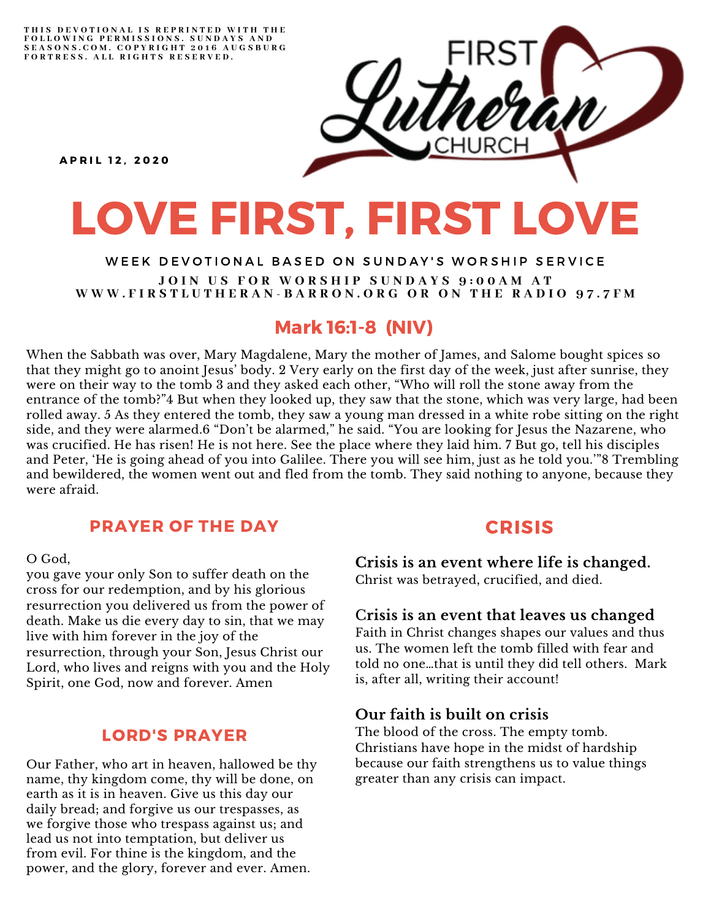THIS DEVOTIONAL IS REPRINTED WITH THE FOLLOWING PERMISSIONS. SUNDAYS AND SEASONS.COM. COPYRIGHT 2016 AUGSBURG FORTRESS. ALL RIGHTS RESERVED.

FIRST Lutheran CHURCH

APRIL 12, 2020

# LOVE FIRST, FIRST LOVE

WEEK DEVOTIONAL BASED ON SUNDAY'S WORSHIP SERVICE

JOIN US FOR WORSHIP SUNDAYS 9:00AM AT WWW.FIRSTLUTHERAN-BARRON.ORG OR ON THE RADIO 97.7FM

## Mark 16:1-8 (NIV)

When the Sabbath was over, Mary Magdalene, Mary the mother of James, and Salome bought spices so that they might go to anoint Jesus' body. 2 Very early on the first day of the week, just after sunrise, they were on their way to the tomb 3 and they asked each other, "Who will roll the stone away from the entrance of the tomb?"4 But when they looked up, they saw that the stone, which was very large, had been rolled away. 5 As they entered the tomb, they saw a young man dressed in a white robe sitting on the right side, and they were alarmed.6 "Don't be alarmed," he said. "You are looking for Jesus the Nazarene, who was crucified. He has risen! He is not here. See the place where they laid him. 7 But go, tell his disciples and Peter, 'He is going ahead of you into Galilee. There you will see him, just as he told you.'"8 Trembling and bewildered, the women went out and fled from the tomb. They said nothing to anyone, because they were afraid.

## PRAYER OF THE DAY

O God,
you gave your only Son to suffer death on the cross for our redemption, and by his glorious resurrection you delivered us from the power of death. Make us die every day to sin, that we may live with him forever in the joy of the resurrection, through your Son, Jesus Christ our Lord, who lives and reigns with you and the Holy Spirit, one God, now and forever. Amen

## LORD'S PRAYER

Our Father, who art in heaven, hallowed be thy name, thy kingdom come, thy will be done, on earth as it is in heaven. Give us this day our daily bread; and forgive us our trespasses, as we forgive those who trespass against us; and lead us not into temptation, but deliver us from evil. For thine is the kingdom, and the power, and the glory, forever and ever. Amen.

## CRISIS

**Crisis is an event where life is changed.**
Christ was betrayed, crucified, and died.

**Crisis is an event that leaves us changed**
Faith in Christ changes shapes our values and thus us. The women left the tomb filled with fear and told no one…that is until they did tell others. Mark is, after all, writing their account!

**Our faith is built on crisis**
The blood of the cross. The empty tomb. Christians have hope in the midst of hardship because our faith strengthens us to value things greater than any crisis can impact.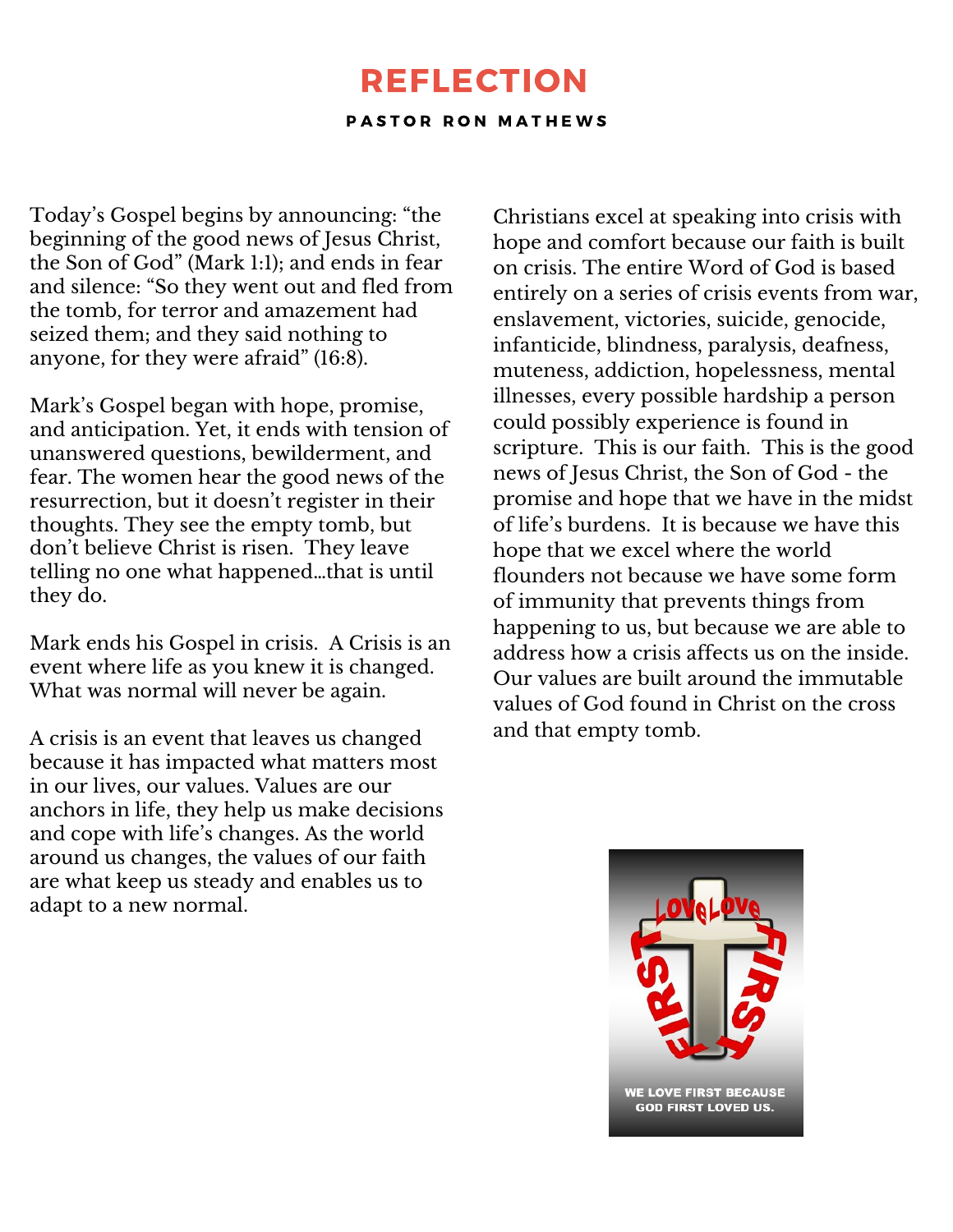# REFLECTION

**PASTOR RON MATHEWS**

Today's Gospel begins by announcing: "the beginning of the good news of Jesus Christ, the Son of God" (Mark 1:1); and ends in fear and silence: "So they went out and fled from the tomb, for terror and amazement had seized them; and they said nothing to anyone, for they were afraid" (16:8).

Mark's Gospel began with hope, promise, and anticipation. Yet, it ends with tension of unanswered questions, bewilderment, and fear. The women hear the good news of the resurrection, but it doesn't register in their thoughts. They see the empty tomb, but don't believe Christ is risen. They leave telling no one what happened…that is until they do.

Mark ends his Gospel in crisis. A Crisis is an event where life as you knew it is changed. What was normal will never be again.

A crisis is an event that leaves us changed because it has impacted what matters most in our lives, our values. Values are our anchors in life, they help us make decisions and cope with life's changes. As the world around us changes, the values of our faith are what keep us steady and enables us to adapt to a new normal.

Christians excel at speaking into crisis with hope and comfort because our faith is built on crisis. The entire Word of God is based entirely on a series of crisis events from war, enslavement, victories, suicide, genocide, infanticide, blindness, paralysis, deafness, muteness, addiction, hopelessness, mental illnesses, every possible hardship a person could possibly experience is found in scripture. This is our faith. This is the good news of Jesus Christ, the Son of God - the promise and hope that we have in the midst of life's burdens. It is because we have this hope that we excel where the world flounders not because we have some form of immunity that prevents things from happening to us, but because we are able to address how a crisis affects us on the inside. Our values are built around the immutable values of God found in Christ on the cross and that empty tomb.

Love Love FIRST FIRST

WE LOVE FIRST BECAUSE GOD FIRST LOVED US.